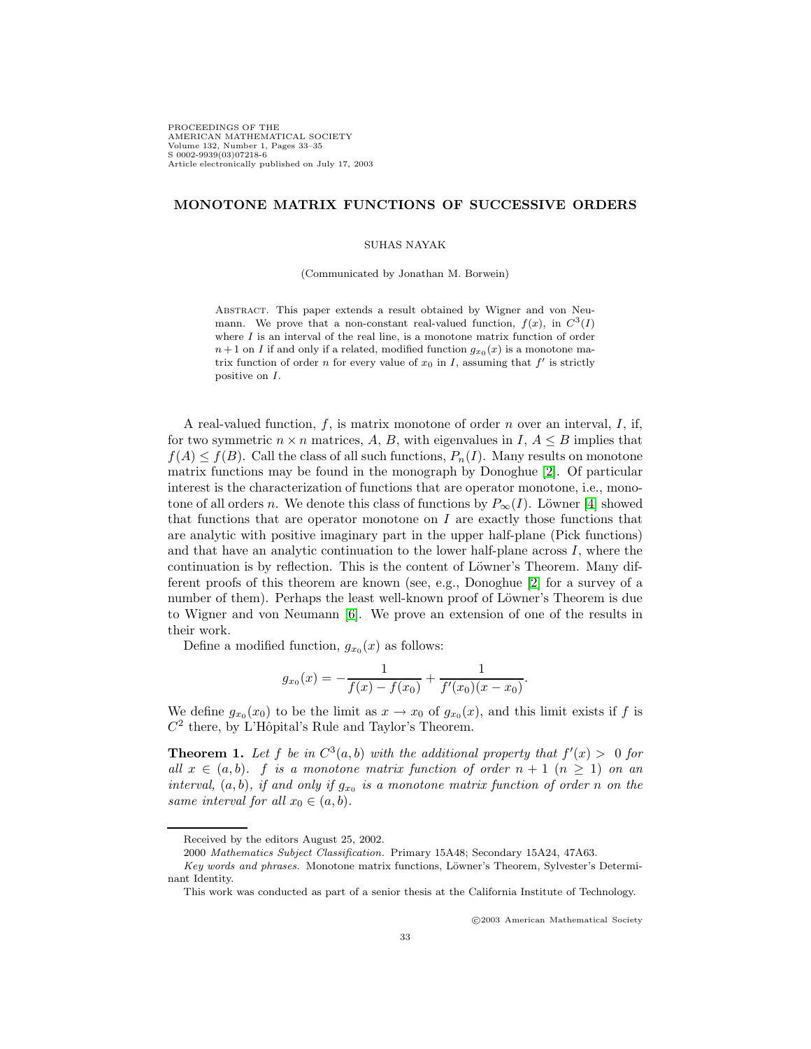# MONOTONE MATRIX FUNCTIONS OF SUCCESSIVE ORDERS

SUHAS NAYAK

(Communicated by Jonathan M. Borwein)

Abstract. This paper extends a result obtained by Wigner and von Neumann. We prove that a non-constant real-valued function, $f(x)$, in $C^3(I)$ where $I$ is an interval of the real line, is a monotone matrix function of order $n+1$ on $I$ if and only if a related, modified function $g_{x_0}(x)$ is a monotone matrix function of order $n$ for every value of $x_0$ in $I$, assuming that $f'$ is strictly positive on $I$.

A real-valued function, $f$, is matrix monotone of order $n$ over an interval, $I$, if, for two symmetric $n \times n$ matrices, $A$, $B$, with eigenvalues in $I$, $A \leq B$ implies that $f(A) \leq f(B)$. Call the class of all such functions, $P_n(I)$. Many results on monotone matrix functions may be found in the monograph by Donoghue [2]. Of particular interest is the characterization of functions that are operator monotone, i.e., monotone of all orders $n$. We denote this class of functions by $P_\infty(I)$. Löwner [4] showed that functions that are operator monotone on $I$ are exactly those functions that are analytic with positive imaginary part in the upper half-plane (Pick functions) and that have an analytic continuation to the lower half-plane across $I$, where the continuation is by reflection. This is the content of Löwner's Theorem. Many different proofs of this theorem are known (see, e.g., Donoghue [2] for a survey of a number of them). Perhaps the least well-known proof of Löwner's Theorem is due to Wigner and von Neumann [6]. We prove an extension of one of the results in their work.

Define a modified function, $g_{x_0}(x)$ as follows:

$$g_{x_0}(x) = -\frac{1}{f(x) - f(x_0)} + \frac{1}{f'(x_0)(x - x_0)}.$$

We define $g_{x_0}(x_0)$ to be the limit as $x \to x_0$ of $g_{x_0}(x)$, and this limit exists if $f$ is $C^2$ there, by L'Hôpital's Rule and Taylor's Theorem.

**Theorem 1.** *Let $f$ be in $C^3(a,b)$ with the additional property that $f'(x) > 0$ for all $x \in (a,b)$. $f$ is a monotone matrix function of order $n+1$ ($n \geq 1$) on an interval, $(a,b)$, if and only if $g_{x_0}$ is a monotone matrix function of order $n$ on the same interval for all $x_0 \in (a,b)$.*

---

Received by the editors August 25, 2002.

2000 *Mathematics Subject Classification.* Primary 15A48; Secondary 15A24, 47A63.

*Key words and phrases.* Monotone matrix functions, Löwner's Theorem, Sylvester's Determinant Identity.

This work was conducted as part of a senior thesis at the California Institute of Technology.

©2003 American Mathematical Society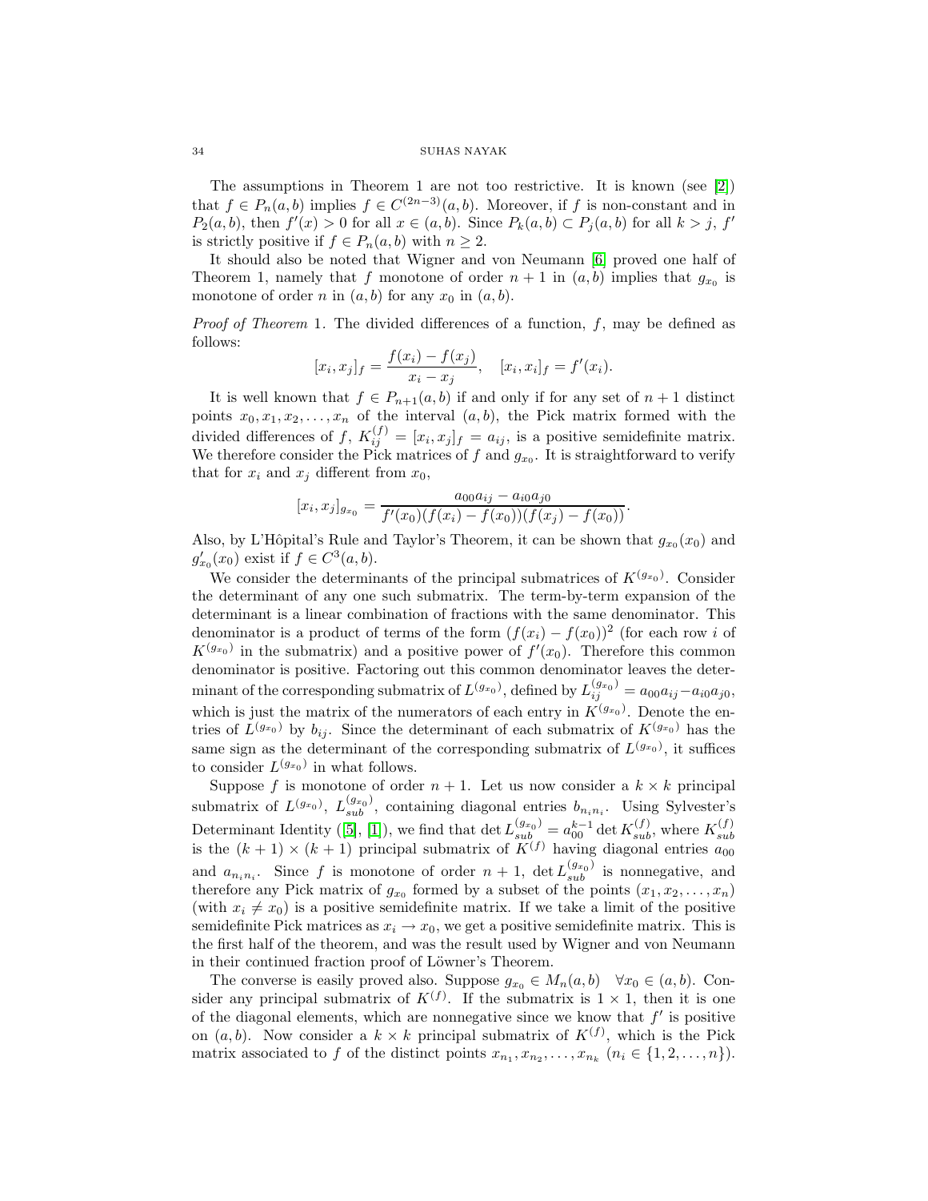The assumptions in Theorem 1 are not too restrictive. It is known (see [2]) that $f \in P_n(a,b)$ implies $f \in C^{(2n-3)}(a,b)$. Moreover, if $f$ is non-constant and in $P_2(a,b)$, then $f'(x) > 0$ for all $x \in (a,b)$. Since $P_k(a,b) \subset P_j(a,b)$ for all $k > j$, $f'$ is strictly positive if $f \in P_n(a,b)$ with $n \geq 2$.

It should also be noted that Wigner and von Neumann [6] proved one half of Theorem 1, namely that $f$ monotone of order $n+1$ in $(a,b)$ implies that $g_{x_0}$ is monotone of order $n$ in $(a,b)$ for any $x_0$ in $(a,b)$.

*Proof of Theorem* 1. The divided differences of a function, $f$, may be defined as follows:

$$[x_i, x_j]_f = \frac{f(x_i) - f(x_j)}{x_i - x_j}, \quad [x_i, x_i]_f = f'(x_i).$$

It is well known that $f \in P_{n+1}(a,b)$ if and only if for any set of $n+1$ distinct points $x_0, x_1, x_2, \ldots, x_n$ of the interval $(a,b)$, the Pick matrix formed with the divided differences of $f$, $K_{ij}^{(f)} = [x_i, x_j]_f = a_{ij}$, is a positive semidefinite matrix. We therefore consider the Pick matrices of $f$ and $g_{x_0}$. It is straightforward to verify that for $x_i$ and $x_j$ different from $x_0$,

$$[x_i, x_j]_{g_{x_0}} = \frac{a_{00}a_{ij} - a_{i0}a_{j0}}{f'(x_0)(f(x_i) - f(x_0))(f(x_j) - f(x_0))}.$$

Also, by L'Hôpital's Rule and Taylor's Theorem, it can be shown that $g_{x_0}(x_0)$ and $g'_{x_0}(x_0)$ exist if $f \in C^3(a,b)$.

We consider the determinants of the principal submatrices of $K^{(g_{x_0})}$. Consider the determinant of any one such submatrix. The term-by-term expansion of the determinant is a linear combination of fractions with the same denominator. This denominator is a product of terms of the form $(f(x_i) - f(x_0))^2$ (for each row $i$ of $K^{(g_{x_0})}$ in the submatrix) and a positive power of $f'(x_0)$. Therefore this common denominator is positive. Factoring out this common denominator leaves the determinant of the corresponding submatrix of $L^{(g_{x_0})}$, defined by $L_{ij}^{(g_{x_0})} = a_{00}a_{ij} - a_{i0}a_{j0}$, which is just the matrix of the numerators of each entry in $K^{(g_{x_0})}$. Denote the entries of $L^{(g_{x_0})}$ by $b_{ij}$. Since the determinant of each submatrix of $K^{(g_{x_0})}$ has the same sign as the determinant of the corresponding submatrix of $L^{(g_{x_0})}$, it suffices to consider $L^{(g_{x_0})}$ in what follows.

Suppose $f$ is monotone of order $n+1$. Let us now consider a $k \times k$ principal submatrix of $L^{(g_{x_0})}$, $L_{sub}^{(g_{x_0})}$, containing diagonal entries $b_{n_i n_i}$. Using Sylvester's Determinant Identity ([5], [1]), we find that $\det L_{sub}^{(g_{x_0})} = a_{00}^{k-1} \det K_{sub}^{(f)}$, where $K_{sub}^{(f)}$ is the $(k+1) \times (k+1)$ principal submatrix of $K^{(f)}$ having diagonal entries $a_{00}$ and $a_{n_i n_i}$. Since $f$ is monotone of order $n+1$, $\det L_{sub}^{(g_{x_0})}$ is nonnegative, and therefore any Pick matrix of $g_{x_0}$ formed by a subset of the points $(x_1, x_2, \ldots, x_n)$ (with $x_i \neq x_0$) is a positive semidefinite matrix. If we take a limit of the positive semidefinite Pick matrices as $x_i \to x_0$, we get a positive semidefinite matrix. This is the first half of the theorem, and was the result used by Wigner and von Neumann in their continued fraction proof of Löwner's Theorem.

The converse is easily proved also. Suppose $g_{x_0} \in M_n(a,b) \quad \forall x_0 \in (a,b)$. Consider any principal submatrix of $K^{(f)}$. If the submatrix is $1 \times 1$, then it is one of the diagonal elements, which are nonnegative since we know that $f'$ is positive on $(a,b)$. Now consider a $k \times k$ principal submatrix of $K^{(f)}$, which is the Pick matrix associated to $f$ of the distinct points $x_{n_1}, x_{n_2}, \ldots, x_{n_k}$ $(n_i \in \{1, 2, \ldots, n\})$.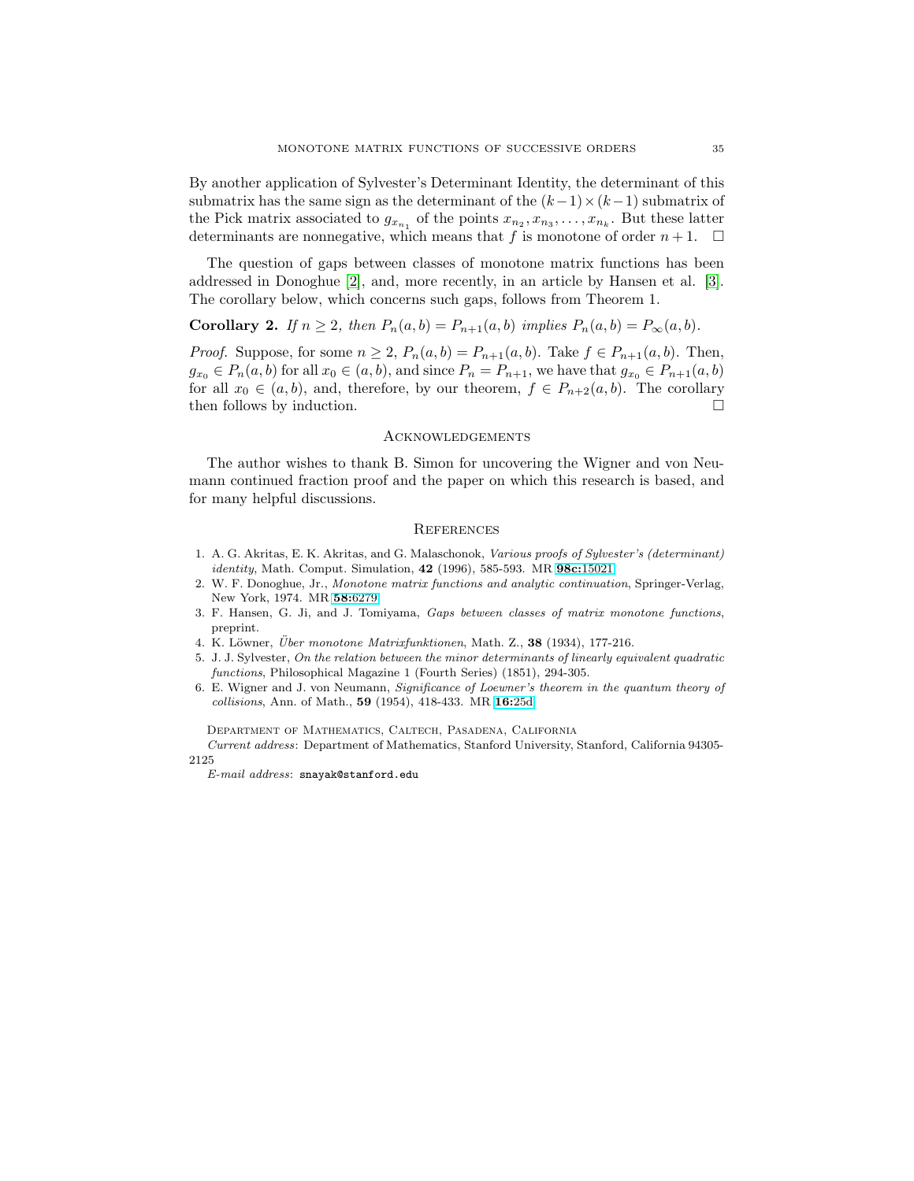By another application of Sylvester's Determinant Identity, the determinant of this submatrix has the same sign as the determinant of the $(k-1)\times(k-1)$ submatrix of the Pick matrix associated to $g_{x_{n_1}}$ of the points $x_{n_2}, x_{n_3}, \ldots, x_{n_k}$. But these latter determinants are nonnegative, which means that $f$ is monotone of order $n+1$. $\square$

The question of gaps between classes of monotone matrix functions has been addressed in Donoghue [2], and, more recently, in an article by Hansen et al. [3]. The corollary below, which concerns such gaps, follows from Theorem 1.

**Corollary 2.** *If $n \geq 2$, then $P_n(a,b) = P_{n+1}(a,b)$ implies $P_n(a,b) = P_\infty(a,b)$.*

*Proof.* Suppose, for some $n \geq 2$, $P_n(a,b) = P_{n+1}(a,b)$. Take $f \in P_{n+1}(a,b)$. Then, $g_{x_0} \in P_n(a,b)$ for all $x_0 \in (a,b)$, and since $P_n = P_{n+1}$, we have that $g_{x_0} \in P_{n+1}(a,b)$ for all $x_0 \in (a,b)$, and, therefore, by our theorem, $f \in P_{n+2}(a,b)$. The corollary then follows by induction. $\square$

## Acknowledgements

The author wishes to thank B. Simon for uncovering the Wigner and von Neumann continued fraction proof and the paper on which this research is based, and for many helpful discussions.

## References

1. A. G. Akritas, E. K. Akritas, and G. Malaschonok, *Various proofs of Sylvester's (determinant) identity*, Math. Comput. Simulation, **42** (1996), 585-593. MR **98c:**15021
2. W. F. Donoghue, Jr., *Monotone matrix functions and analytic continuation*, Springer-Verlag, New York, 1974. MR **58:**6279
3. F. Hansen, G. Ji, and J. Tomiyama, *Gaps between classes of matrix monotone functions*, preprint.
4. K. Löwner, *Über monotone Matrixfunktionen*, Math. Z., **38** (1934), 177-216.
5. J. J. Sylvester, *On the relation between the minor determinants of linearly equivalent quadratic functions*, Philosophical Magazine 1 (Fourth Series) (1851), 294-305.
6. E. Wigner and J. von Neumann, *Significance of Loewner's theorem in the quantum theory of collisions*, Ann. of Math., **59** (1954), 418-433. MR **16:**25d

Department of Mathematics, Caltech, Pasadena, California

*Current address*: Department of Mathematics, Stanford University, Stanford, California 94305-2125

*E-mail address*: snayak@stanford.edu